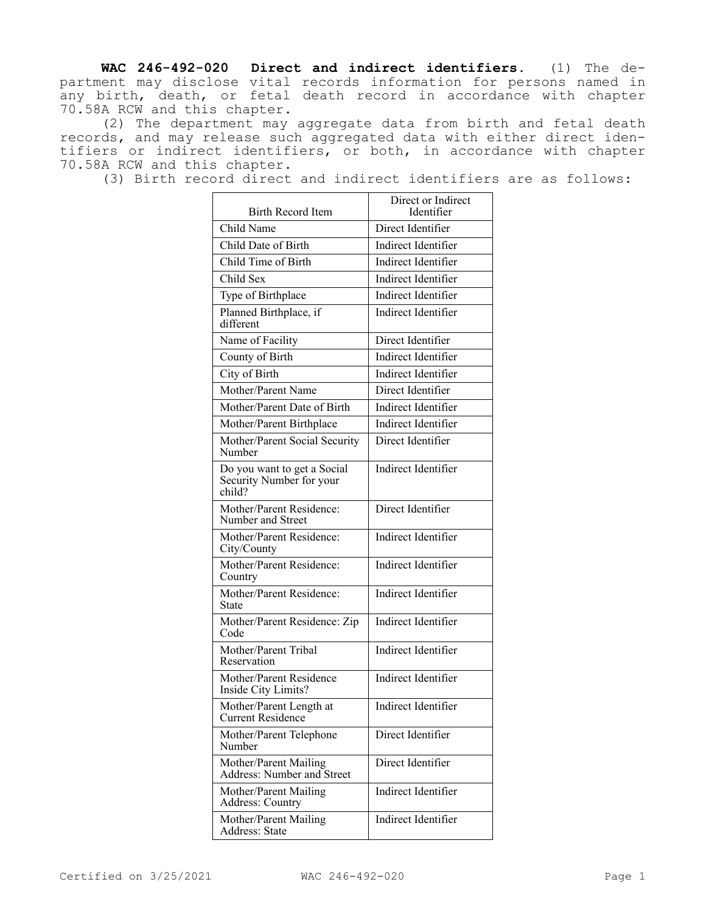**WAC 246-492-020 Direct and indirect identifiers.** (1) The department may disclose vital records information for persons named in any birth, death, or fetal death record in accordance with chapter 70.58A RCW and this chapter.

(2) The department may aggregate data from birth and fetal death records, and may release such aggregated data with either direct identifiers or indirect identifiers, or both, in accordance with chapter 70.58A RCW and this chapter.

(3) Birth record direct and indirect identifiers are as follows:

| Birth Record Item | Direct or Indirect Identifier |
|---|---|
| Child Name | Direct Identifier |
| Child Date of Birth | Indirect Identifier |
| Child Time of Birth | Indirect Identifier |
| Child Sex | Indirect Identifier |
| Type of Birthplace | Indirect Identifier |
| Planned Birthplace, if different | Indirect Identifier |
| Name of Facility | Direct Identifier |
| County of Birth | Indirect Identifier |
| City of Birth | Indirect Identifier |
| Mother/Parent Name | Direct Identifier |
| Mother/Parent Date of Birth | Indirect Identifier |
| Mother/Parent Birthplace | Indirect Identifier |
| Mother/Parent Social Security Number | Direct Identifier |
| Do you want to get a Social Security Number for your child? | Indirect Identifier |
| Mother/Parent Residence: Number and Street | Direct Identifier |
| Mother/Parent Residence: City/County | Indirect Identifier |
| Mother/Parent Residence: Country | Indirect Identifier |
| Mother/Parent Residence: State | Indirect Identifier |
| Mother/Parent Residence: Zip Code | Indirect Identifier |
| Mother/Parent Tribal Reservation | Indirect Identifier |
| Mother/Parent Residence Inside City Limits? | Indirect Identifier |
| Mother/Parent Length at Current Residence | Indirect Identifier |
| Mother/Parent Telephone Number | Direct Identifier |
| Mother/Parent Mailing Address: Number and Street | Direct Identifier |
| Mother/Parent Mailing Address: Country | Indirect Identifier |
| Mother/Parent Mailing Address: State | Indirect Identifier |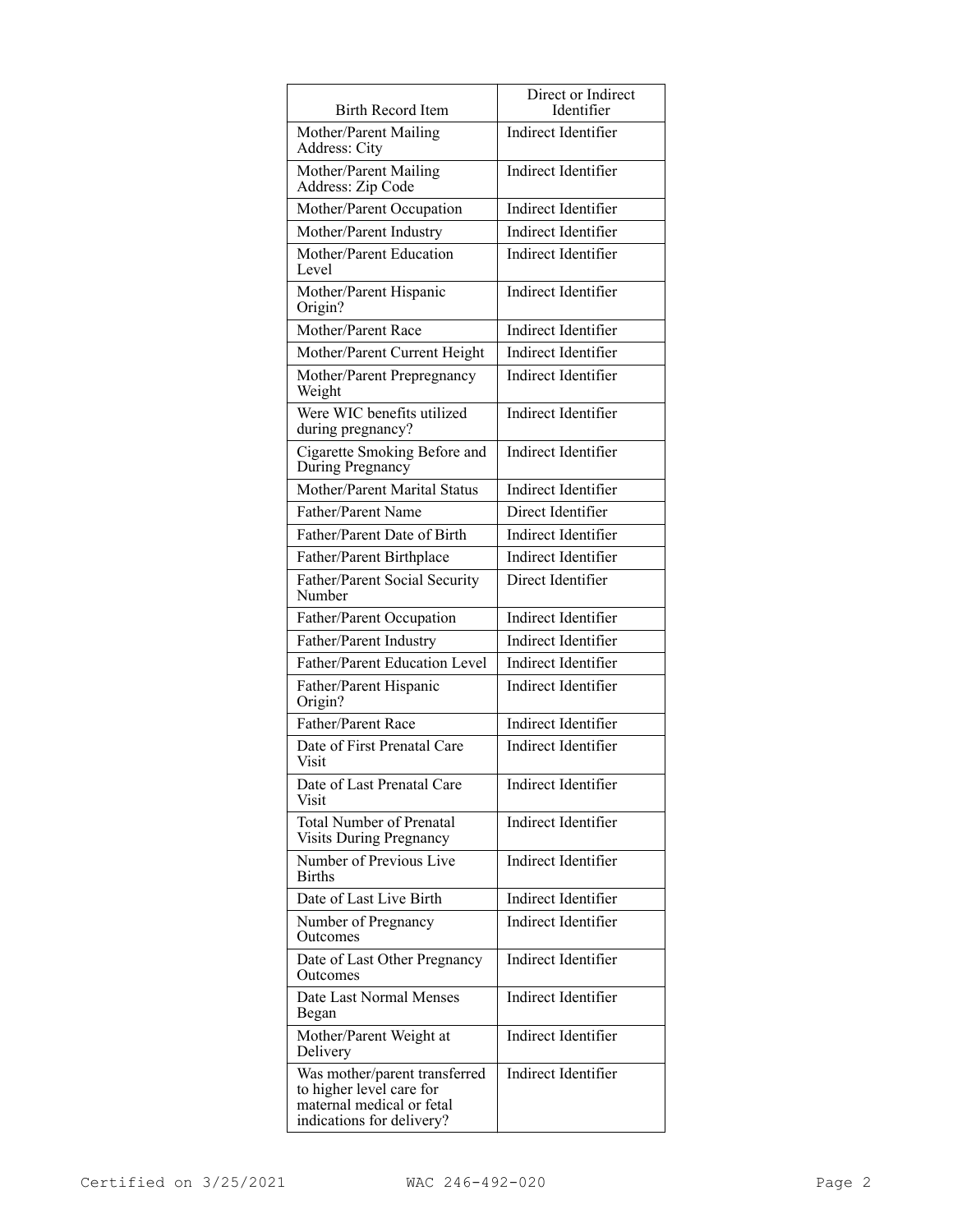| Birth Record Item | Direct or Indirect Identifier |
| --- | --- |
| Mother/Parent Mailing Address: City | Indirect Identifier |
| Mother/Parent Mailing Address: Zip Code | Indirect Identifier |
| Mother/Parent Occupation | Indirect Identifier |
| Mother/Parent Industry | Indirect Identifier |
| Mother/Parent Education Level | Indirect Identifier |
| Mother/Parent Hispanic Origin? | Indirect Identifier |
| Mother/Parent Race | Indirect Identifier |
| Mother/Parent Current Height | Indirect Identifier |
| Mother/Parent Prepregnancy Weight | Indirect Identifier |
| Were WIC benefits utilized during pregnancy? | Indirect Identifier |
| Cigarette Smoking Before and During Pregnancy | Indirect Identifier |
| Mother/Parent Marital Status | Indirect Identifier |
| Father/Parent Name | Direct Identifier |
| Father/Parent Date of Birth | Indirect Identifier |
| Father/Parent Birthplace | Indirect Identifier |
| Father/Parent Social Security Number | Direct Identifier |
| Father/Parent Occupation | Indirect Identifier |
| Father/Parent Industry | Indirect Identifier |
| Father/Parent Education Level | Indirect Identifier |
| Father/Parent Hispanic Origin? | Indirect Identifier |
| Father/Parent Race | Indirect Identifier |
| Date of First Prenatal Care Visit | Indirect Identifier |
| Date of Last Prenatal Care Visit | Indirect Identifier |
| Total Number of Prenatal Visits During Pregnancy | Indirect Identifier |
| Number of Previous Live Births | Indirect Identifier |
| Date of Last Live Birth | Indirect Identifier |
| Number of Pregnancy Outcomes | Indirect Identifier |
| Date of Last Other Pregnancy Outcomes | Indirect Identifier |
| Date Last Normal Menses Began | Indirect Identifier |
| Mother/Parent Weight at Delivery | Indirect Identifier |
| Was mother/parent transferred to higher level care for maternal medical or fetal indications for delivery? | Indirect Identifier |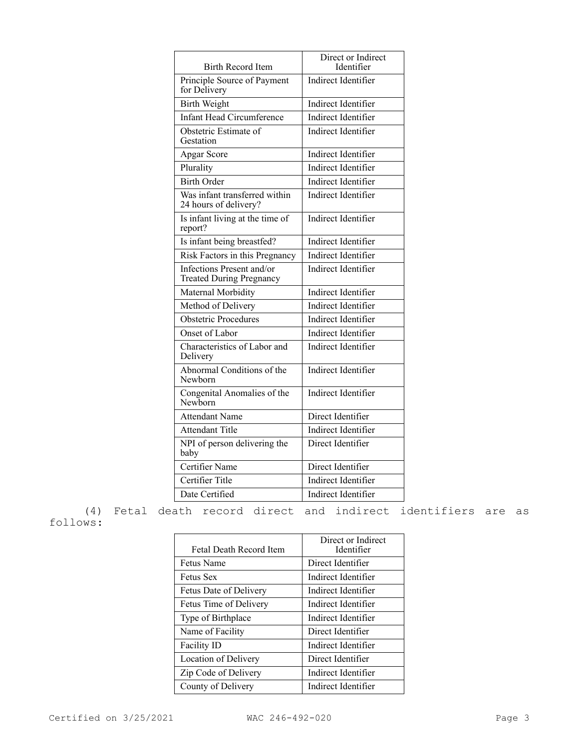| Birth Record Item | Direct or Indirect Identifier |
|---|---|
| Principle Source of Payment for Delivery | Indirect Identifier |
| Birth Weight | Indirect Identifier |
| Infant Head Circumference | Indirect Identifier |
| Obstetric Estimate of Gestation | Indirect Identifier |
| Apgar Score | Indirect Identifier |
| Plurality | Indirect Identifier |
| Birth Order | Indirect Identifier |
| Was infant transferred within 24 hours of delivery? | Indirect Identifier |
| Is infant living at the time of report? | Indirect Identifier |
| Is infant being breastfed? | Indirect Identifier |
| Risk Factors in this Pregnancy | Indirect Identifier |
| Infections Present and/or Treated During Pregnancy | Indirect Identifier |
| Maternal Morbidity | Indirect Identifier |
| Method of Delivery | Indirect Identifier |
| Obstetric Procedures | Indirect Identifier |
| Onset of Labor | Indirect Identifier |
| Characteristics of Labor and Delivery | Indirect Identifier |
| Abnormal Conditions of the Newborn | Indirect Identifier |
| Congenital Anomalies of the Newborn | Indirect Identifier |
| Attendant Name | Direct Identifier |
| Attendant Title | Indirect Identifier |
| NPI of person delivering the baby | Direct Identifier |
| Certifier Name | Direct Identifier |
| Certifier Title | Indirect Identifier |
| Date Certified | Indirect Identifier |

(4) Fetal death record direct and indirect identifiers are as follows:

| Fetal Death Record Item | Direct or Indirect Identifier |
|---|---|
| Fetus Name | Direct Identifier |
| Fetus Sex | Indirect Identifier |
| Fetus Date of Delivery | Indirect Identifier |
| Fetus Time of Delivery | Indirect Identifier |
| Type of Birthplace | Indirect Identifier |
| Name of Facility | Direct Identifier |
| Facility ID | Indirect Identifier |
| Location of Delivery | Direct Identifier |
| Zip Code of Delivery | Indirect Identifier |
| County of Delivery | Indirect Identifier |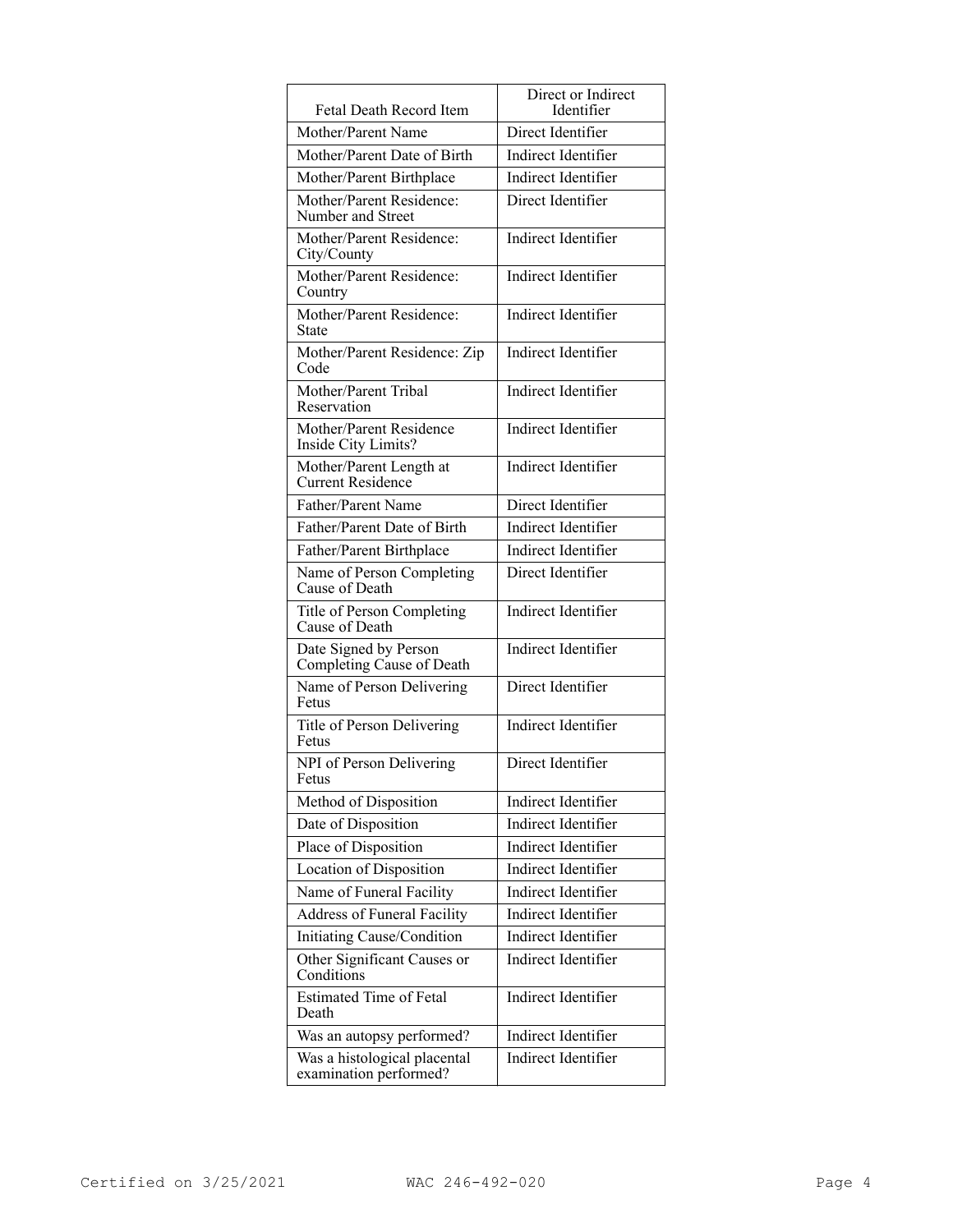| Fetal Death Record Item | Direct or Indirect Identifier |
|---|---|
| Mother/Parent Name | Direct Identifier |
| Mother/Parent Date of Birth | Indirect Identifier |
| Mother/Parent Birthplace | Indirect Identifier |
| Mother/Parent Residence: Number and Street | Direct Identifier |
| Mother/Parent Residence: City/County | Indirect Identifier |
| Mother/Parent Residence: Country | Indirect Identifier |
| Mother/Parent Residence: State | Indirect Identifier |
| Mother/Parent Residence: Zip Code | Indirect Identifier |
| Mother/Parent Tribal Reservation | Indirect Identifier |
| Mother/Parent Residence Inside City Limits? | Indirect Identifier |
| Mother/Parent Length at Current Residence | Indirect Identifier |
| Father/Parent Name | Direct Identifier |
| Father/Parent Date of Birth | Indirect Identifier |
| Father/Parent Birthplace | Indirect Identifier |
| Name of Person Completing Cause of Death | Direct Identifier |
| Title of Person Completing Cause of Death | Indirect Identifier |
| Date Signed by Person Completing Cause of Death | Indirect Identifier |
| Name of Person Delivering Fetus | Direct Identifier |
| Title of Person Delivering Fetus | Indirect Identifier |
| NPI of Person Delivering Fetus | Direct Identifier |
| Method of Disposition | Indirect Identifier |
| Date of Disposition | Indirect Identifier |
| Place of Disposition | Indirect Identifier |
| Location of Disposition | Indirect Identifier |
| Name of Funeral Facility | Indirect Identifier |
| Address of Funeral Facility | Indirect Identifier |
| Initiating Cause/Condition | Indirect Identifier |
| Other Significant Causes or Conditions | Indirect Identifier |
| Estimated Time of Fetal Death | Indirect Identifier |
| Was an autopsy performed? | Indirect Identifier |
| Was a histological placental examination performed? | Indirect Identifier |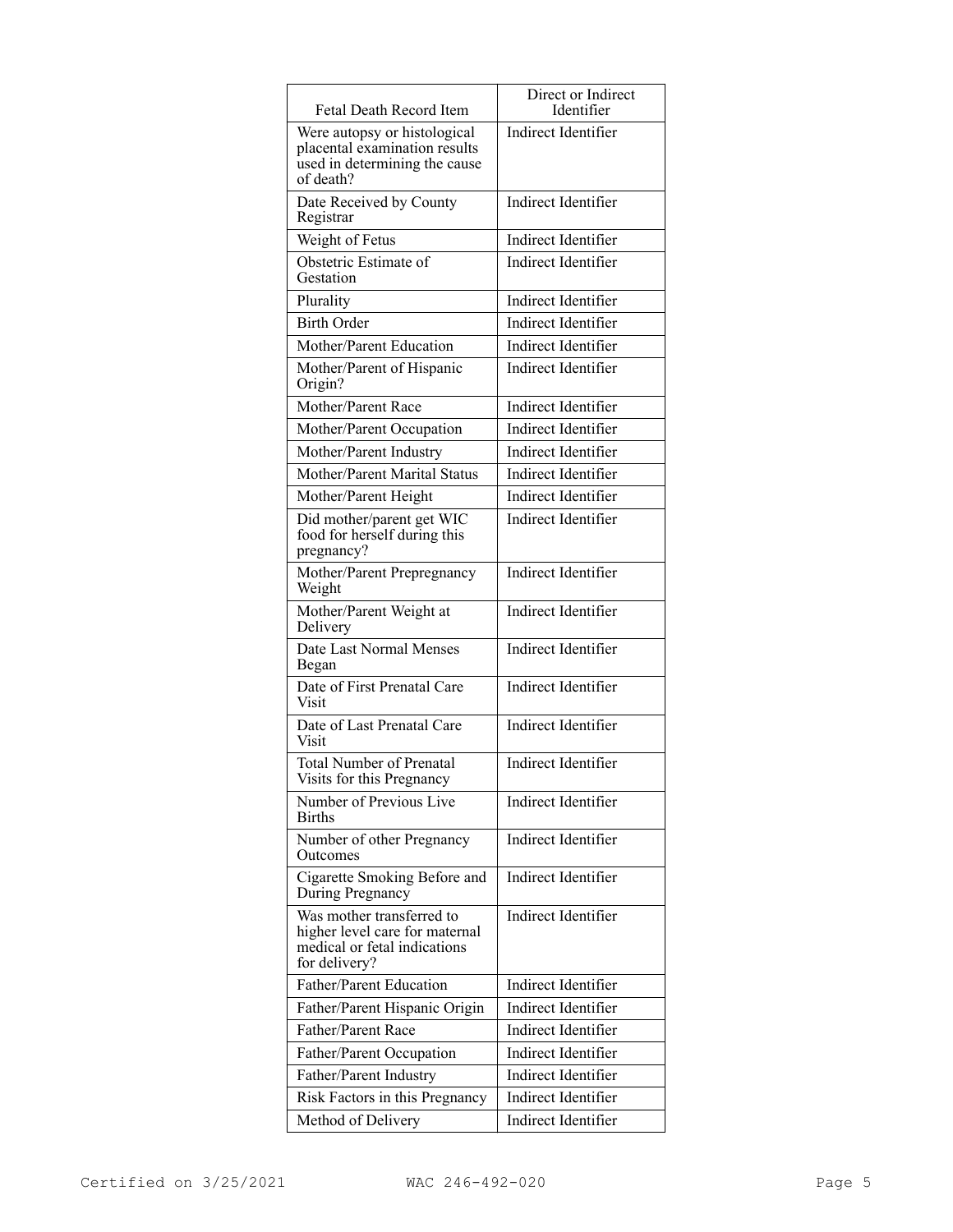| Fetal Death Record Item | Direct or Indirect Identifier |
|---|---|
| Were autopsy or histological placental examination results used in determining the cause of death? | Indirect Identifier |
| Date Received by County Registrar | Indirect Identifier |
| Weight of Fetus | Indirect Identifier |
| Obstetric Estimate of Gestation | Indirect Identifier |
| Plurality | Indirect Identifier |
| Birth Order | Indirect Identifier |
| Mother/Parent Education | Indirect Identifier |
| Mother/Parent of Hispanic Origin? | Indirect Identifier |
| Mother/Parent Race | Indirect Identifier |
| Mother/Parent Occupation | Indirect Identifier |
| Mother/Parent Industry | Indirect Identifier |
| Mother/Parent Marital Status | Indirect Identifier |
| Mother/Parent Height | Indirect Identifier |
| Did mother/parent get WIC food for herself during this pregnancy? | Indirect Identifier |
| Mother/Parent Prepregnancy Weight | Indirect Identifier |
| Mother/Parent Weight at Delivery | Indirect Identifier |
| Date Last Normal Menses Began | Indirect Identifier |
| Date of First Prenatal Care Visit | Indirect Identifier |
| Date of Last Prenatal Care Visit | Indirect Identifier |
| Total Number of Prenatal Visits for this Pregnancy | Indirect Identifier |
| Number of Previous Live Births | Indirect Identifier |
| Number of other Pregnancy Outcomes | Indirect Identifier |
| Cigarette Smoking Before and During Pregnancy | Indirect Identifier |
| Was mother transferred to higher level care for maternal medical or fetal indications for delivery? | Indirect Identifier |
| Father/Parent Education | Indirect Identifier |
| Father/Parent Hispanic Origin | Indirect Identifier |
| Father/Parent Race | Indirect Identifier |
| Father/Parent Occupation | Indirect Identifier |
| Father/Parent Industry | Indirect Identifier |
| Risk Factors in this Pregnancy | Indirect Identifier |
| Method of Delivery | Indirect Identifier |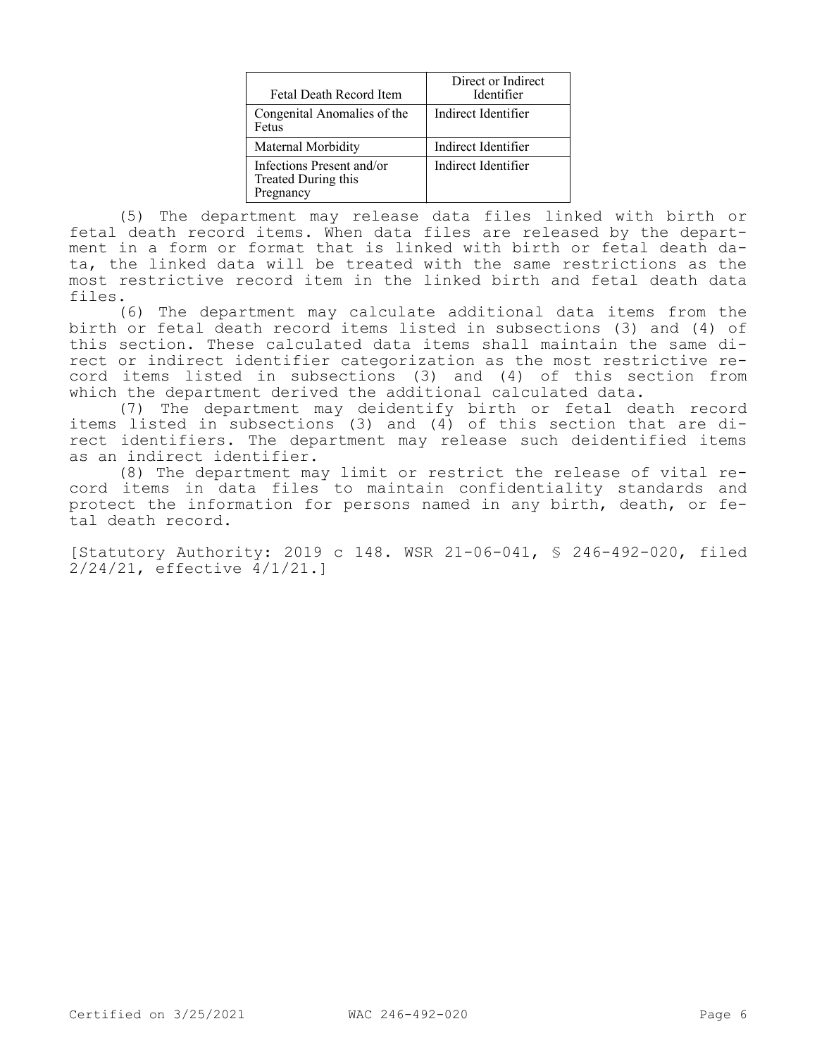| Fetal Death Record Item | Direct or Indirect Identifier |
|---|---|
| Congenital Anomalies of the Fetus | Indirect Identifier |
| Maternal Morbidity | Indirect Identifier |
| Infections Present and/or Treated During this Pregnancy | Indirect Identifier |

(5) The department may release data files linked with birth or fetal death record items. When data files are released by the department in a form or format that is linked with birth or fetal death data, the linked data will be treated with the same restrictions as the most restrictive record item in the linked birth and fetal death data files.

(6) The department may calculate additional data items from the birth or fetal death record items listed in subsections (3) and (4) of this section. These calculated data items shall maintain the same direct or indirect identifier categorization as the most restrictive record items listed in subsections (3) and (4) of this section from which the department derived the additional calculated data.

(7) The department may deidentify birth or fetal death record items listed in subsections (3) and (4) of this section that are direct identifiers. The department may release such deidentified items as an indirect identifier.

(8) The department may limit or restrict the release of vital record items in data files to maintain confidentiality standards and protect the information for persons named in any birth, death, or fetal death record.

[Statutory Authority: 2019 c 148. WSR 21-06-041, § 246-492-020, filed 2/24/21, effective 4/1/21.]